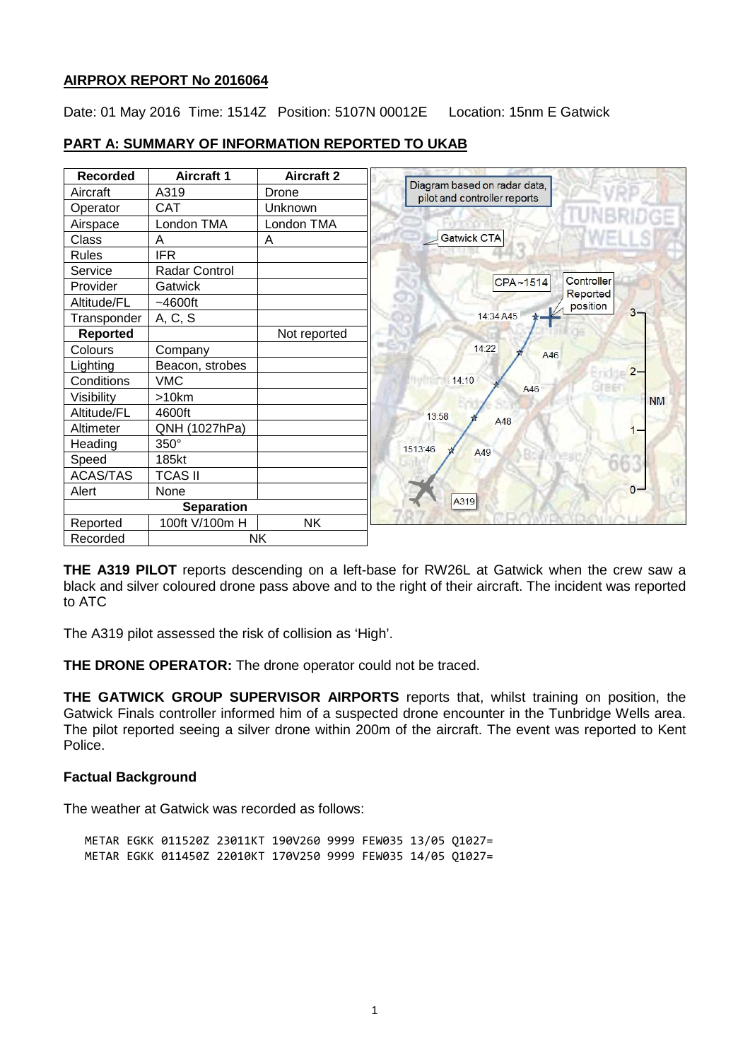**AIRPROX REPORT No 2016064**

Date: 01 May 2016 Time: 1514Z Position: 5107N 00012E Location: 15nm E Gatwick

**PART A: SUMMARY OF INFORMATION REPORTED TO UKAB**

| Recorded | Aircraft 1 | Aircraft 2 |
|---|---|---|
| Aircraft | A319 | Drone |
| Operator | CAT | Unknown |
| Airspace | London TMA | London TMA |
| Class | A | A |
| Rules | IFR | |
| Service | Radar Control | |
| Provider | Gatwick | |
| Altitude/FL | ~4600ft | |
| Transponder | A, C, S | |
| **Reported** | | Not reported |
| Colours | Company | |
| Lighting | Beacon, strobes | |
| Conditions | VMC | |
| Visibility | >10km | |
| Altitude/FL | 4600ft | |
| Altimeter | QNH (1027hPa) | |
| Heading | 350° | |
| Speed | 185kt | |
| ACAS/TAS | TCAS II | |
| Alert | None | |
| **Separation** | | |
| Reported | 100ft V/100m H | NK |
| Recorded | NK | |

Diagram based on radar data, pilot and controller reports

**THE A319 PILOT** reports descending on a left-base for RW26L at Gatwick when the crew saw a black and silver coloured drone pass above and to the right of their aircraft. The incident was reported to ATC

The A319 pilot assessed the risk of collision as 'High'.

**THE DRONE OPERATOR:** The drone operator could not be traced.

**THE GATWICK GROUP SUPERVISOR AIRPORTS** reports that, whilst training on position, the Gatwick Finals controller informed him of a suspected drone encounter in the Tunbridge Wells area. The pilot reported seeing a silver drone within 200m of the aircraft. The event was reported to Kent Police.

**Factual Background**

The weather at Gatwick was recorded as follows:

```
METAR EGKK 011520Z 23011KT 190V260 9999 FEW035 13/05 Q1027=
METAR EGKK 011450Z 22010KT 170V250 9999 FEW035 14/05 Q1027=
```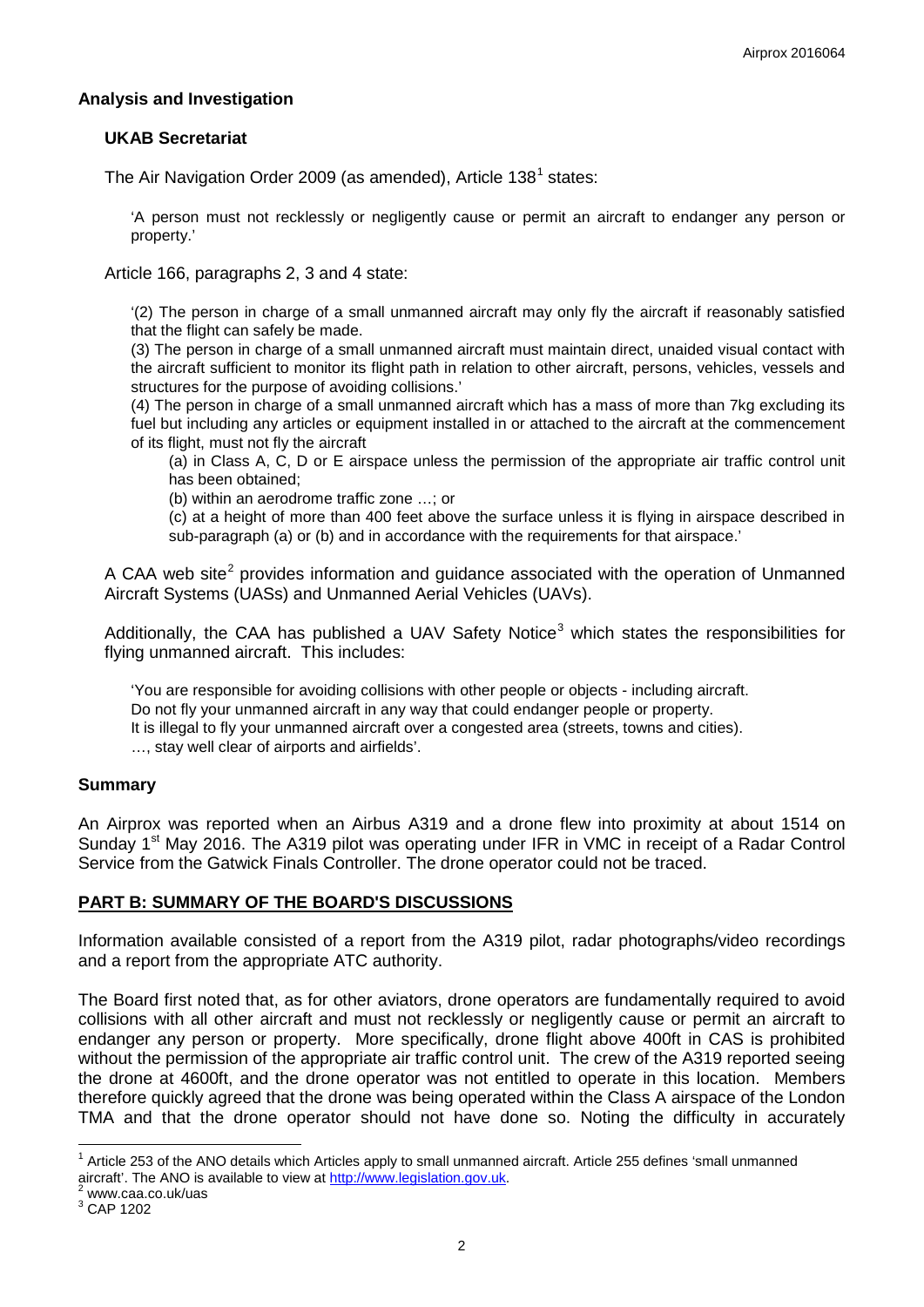## Analysis and Investigation

### UKAB Secretariat

The Air Navigation Order 2009 (as amended), Article 138[1] states:

> 'A person must not recklessly or negligently cause or permit an aircraft to endanger any person or property.'

Article 166, paragraphs 2, 3 and 4 state:

> '(2) The person in charge of a small unmanned aircraft may only fly the aircraft if reasonably satisfied that the flight can safely be made.
>
> (3) The person in charge of a small unmanned aircraft must maintain direct, unaided visual contact with the aircraft sufficient to monitor its flight path in relation to other aircraft, persons, vehicles, vessels and structures for the purpose of avoiding collisions.'
>
> (4) The person in charge of a small unmanned aircraft which has a mass of more than 7kg excluding its fuel but including any articles or equipment installed in or attached to the aircraft at the commencement of its flight, must not fly the aircraft
>
> (a) in Class A, C, D or E airspace unless the permission of the appropriate air traffic control unit has been obtained;
>
> (b) within an aerodrome traffic zone …; or
>
> (c) at a height of more than 400 feet above the surface unless it is flying in airspace described in sub-paragraph (a) or (b) and in accordance with the requirements for that airspace.'

A CAA web site[2] provides information and guidance associated with the operation of Unmanned Aircraft Systems (UASs) and Unmanned Aerial Vehicles (UAVs).

Additionally, the CAA has published a UAV Safety Notice[3] which states the responsibilities for flying unmanned aircraft. This includes:

> 'You are responsible for avoiding collisions with other people or objects - including aircraft.
> Do not fly your unmanned aircraft in any way that could endanger people or property.
> It is illegal to fly your unmanned aircraft over a congested area (streets, towns and cities).
> …, stay well clear of airports and airfields'.

## Summary

An Airprox was reported when an Airbus A319 and a drone flew into proximity at about 1514 on Sunday 1st May 2016. The A319 pilot was operating under IFR in VMC in receipt of a Radar Control Service from the Gatwick Finals Controller. The drone operator could not be traced.

## PART B: SUMMARY OF THE BOARD'S DISCUSSIONS

Information available consisted of a report from the A319 pilot, radar photographs/video recordings and a report from the appropriate ATC authority.

The Board first noted that, as for other aviators, drone operators are fundamentally required to avoid collisions with all other aircraft and must not recklessly or negligently cause or permit an aircraft to endanger any person or property. More specifically, drone flight above 400ft in CAS is prohibited without the permission of the appropriate air traffic control unit. The crew of the A319 reported seeing the drone at 4600ft, and the drone operator was not entitled to operate in this location. Members therefore quickly agreed that the drone was being operated within the Class A airspace of the London TMA and that the drone operator should not have done so. Noting the difficulty in accurately

---

[1] Article 253 of the ANO details which Articles apply to small unmanned aircraft. Article 255 defines 'small unmanned aircraft'. The ANO is available to view at http://www.legislation.gov.uk.

[2] www.caa.co.uk/uas

[3] CAP 1202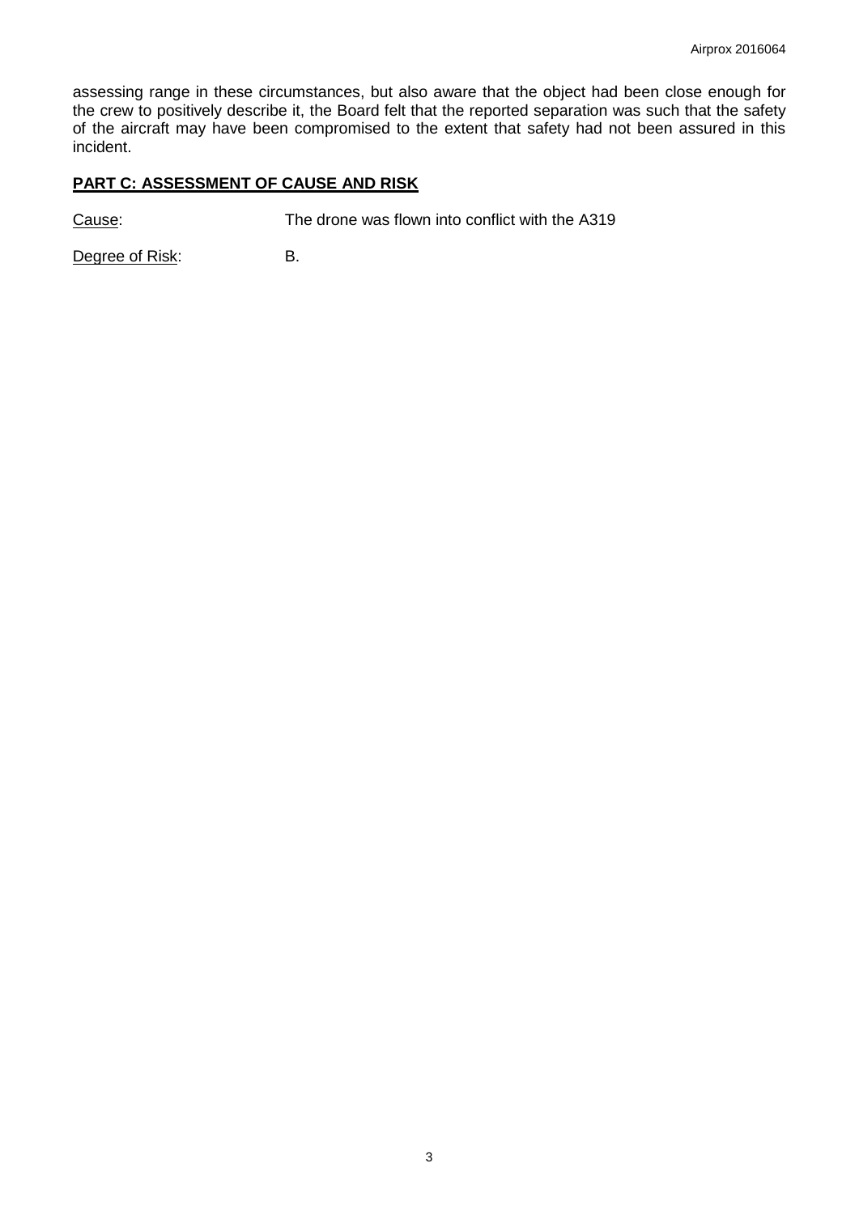assessing range in these circumstances, but also aware that the object had been close enough for the crew to positively describe it, the Board felt that the reported separation was such that the safety of the aircraft may have been compromised to the extent that safety had not been assured in this incident.

## PART C: ASSESSMENT OF CAUSE AND RISK

Cause: The drone was flown into conflict with the A319

Degree of Risk: B.